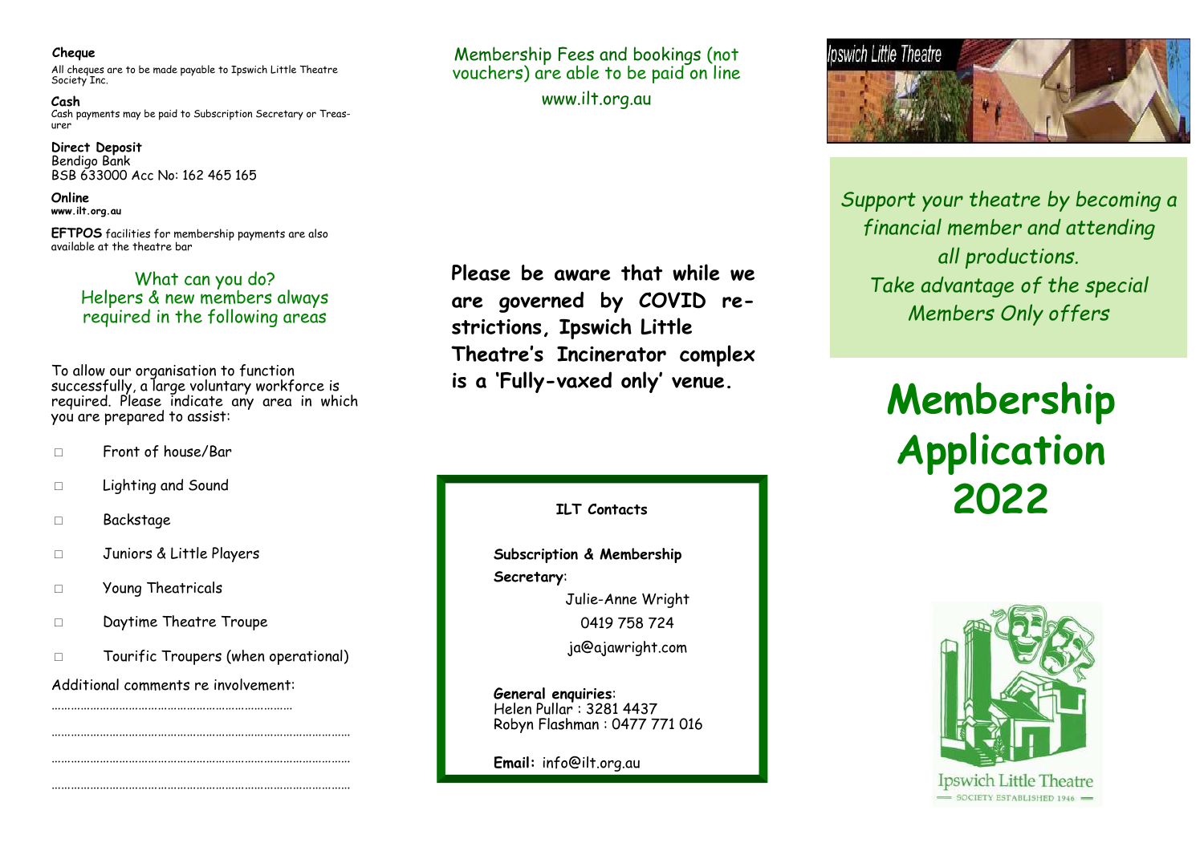**Cheque**

All cheques are to be made payable to Ipswich Little Theatre Society Inc.

**Cash**

Cash payments may be paid to Subscription Secretary or Treasurer

**Direct Deposit**

Bendigo Bank
BSB 633000 Acc No: 162 465 165

**Online**

**www.ilt.org.au**

**EFTPOS** facilities for membership payments are also available at the theatre bar

## What can you do? Helpers & new members always required in the following areas

To allow our organisation to function successfully, a large voluntary workforce is required. Please indicate any area in which you are prepared to assist:

- □ Front of house/Bar
- □ Lighting and Sound
- □ Backstage
- □ Juniors & Little Players
- □ Young Theatricals
- □ Daytime Theatre Troupe
- □ Tourific Troupers (when operational)

Additional comments re involvement:

…………………………………………………………………

……………………………………………………………………………………

……………………………………………………………………………………

……………………………………………………………………………………

Membership Fees and bookings (not vouchers) are able to be paid on line

www.ilt.org.au

**Please be aware that while we are governed by COVID restrictions, Ipswich Little Theatre's Incinerator complex is a 'Fully-vaxed only' venue.**

**ILT Contacts**

**Subscription & Membership Secretary**:
Julie-Anne Wright
0419 758 724
ja@ajawright.com

**General enquiries**:
Helen Pullar : 3281 4437
Robyn Flashman : 0477 771 016

**Email:** info@ilt.org.au

Ipswich Little Theatre

*Support your theatre by becoming a financial member and attending all productions.*
*Take advantage of the special Members Only offers*

# Membership Application 2022

Ipswich Little Theatre
SOCIETY ESTABLISHED 1946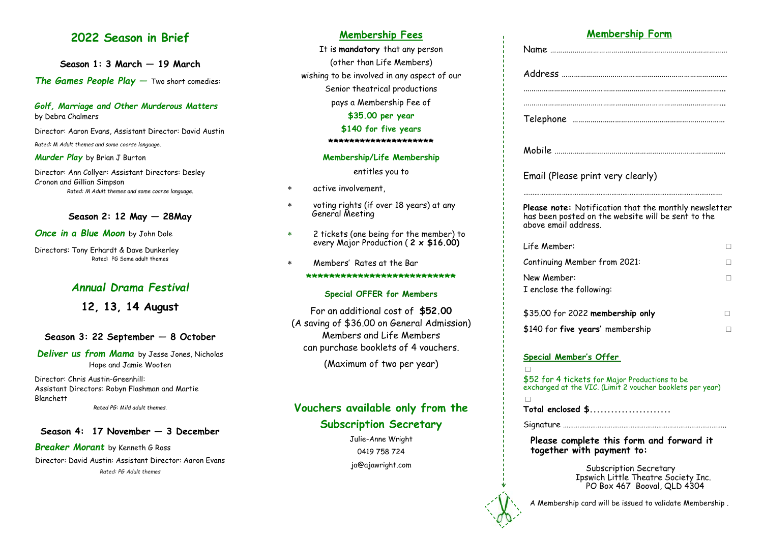## 2022 Season in Brief

**Season 1: 3 March — 19 March**

***The Games People Play —*** Two short comedies:

***Golf, Marriage and Other Murderous Matters***
by Debra Chalmers

Director: Aaron Evans, Assistant Director: David Austin

*Rated: M Adult themes and some coarse language.*

***Murder Play*** by Brian J Burton

Director: Ann Collyer: Assistant Directors: Desley Cronon and Gillian Simpson

*Rated: M Adult themes and some coarse language.*

**Season 2: 12 May — 28May**

***Once in a Blue Moon*** by John Dole

Directors: Tony Erhardt & Dave Dunkerley

Rated: PG Some adult themes

## *Annual Drama Festival*

**12, 13, 14 August**

**Season 3: 22 September — 8 October**

***Deliver us from Mama*** by Jesse Jones, Nicholas Hope and Jamie Wooten

Director: Chris Austin-Greenhill:
Assistant Directors: Robyn Flashman and Martie Blanchett

*Rated PG: Mild adult themes.*

**Season 4: 17 November — 3 December**

***Breaker Morant*** by Kenneth G Ross

Director: David Austin: Assistant Director: Aaron Evans

*Rated: PG Adult themes*

## Membership Fees

It is **mandatory** that any person (other than Life Members) wishing to be involved in any aspect of our Senior theatrical productions pays a Membership Fee of

**$35.00 per year**

**$140 for five years**

********************

**Membership/Life Membership**

entitles you to

- active involvement,
- voting rights (if over 18 years) at any General Meeting
- 2 tickets (one being for the member) to every Major Production ( **2 x $16.00)**
- Members' Rates at the Bar

***************************

**Special OFFER for Members**

For an additional cost of **$52.00**
(A saving of $36.00 on General Admission)
Members and Life Members
can purchase booklets of 4 vouchers.

(Maximum of two per year)

## Vouchers available only from the Subscription Secretary

Julie-Anne Wright
0419 758 724
ja@ajawright.com

## Membership Form

Name ……………………………………………………………………………

Address ……………………………………………………………………...
……………………………………………………………………………………...
……………………………………………………………………………………...

Telephone ………………………………………………………………

Mobile ………………………………………………………………………

Email (Please print very clearly)

………………………………………………………………………………………

**Please note:** Notification that the monthly newsletter has been posted on the website will be sent to the above email address.

Life Member: ☐

Continuing Member from 2021: ☐

New Member: ☐

I enclose the following:

$35.00 for 2022 **membership only** ☐

$140 for **five years'** membership ☐

**Special Member's Offer**

☐
$52 for 4 tickets for Major Productions to be exchanged at the VIC. (Limit 2 voucher booklets per year)

☐
**Total enclosed $.......................**

Signature ……………………………………………………………………………

**Please complete this form and forward it together with payment to:**

Subscription Secretary
Ipswich Little Theatre Society Inc.
PO Box 467 Booval, QLD 4304

A Membership card will be issued to validate Membership .